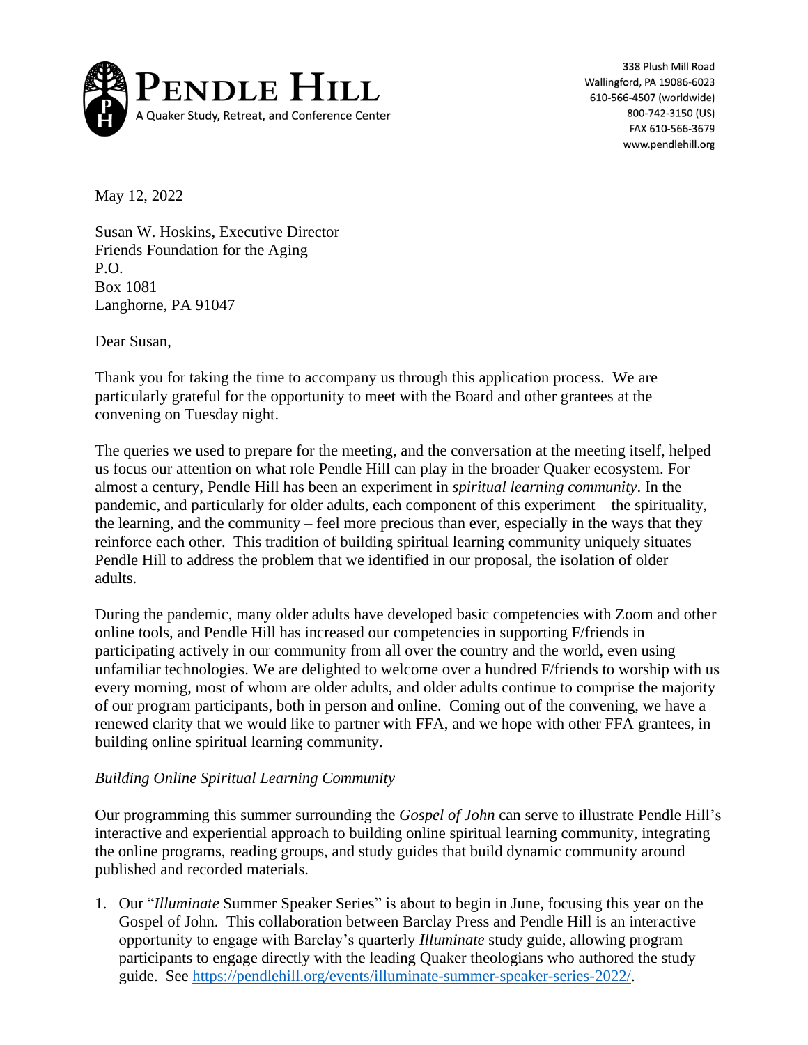**PENDLE HILL**
A Quaker Study, Retreat, and Conference Center

338 Plush Mill Road
Wallingford, PA 19086-6023
610-566-4507 (worldwide)
800-742-3150 (US)
FAX 610-566-3679
www.pendlehill.org

May 12, 2022

Susan W. Hoskins, Executive Director
Friends Foundation for the Aging
P.O.
Box 1081
Langhorne, PA 91047

Dear Susan,

Thank you for taking the time to accompany us through this application process. We are particularly grateful for the opportunity to meet with the Board and other grantees at the convening on Tuesday night.

The queries we used to prepare for the meeting, and the conversation at the meeting itself, helped us focus our attention on what role Pendle Hill can play in the broader Quaker ecosystem. For almost a century, Pendle Hill has been an experiment in *spiritual learning community*. In the pandemic, and particularly for older adults, each component of this experiment – the spirituality, the learning, and the community – feel more precious than ever, especially in the ways that they reinforce each other. This tradition of building spiritual learning community uniquely situates Pendle Hill to address the problem that we identified in our proposal, the isolation of older adults.

During the pandemic, many older adults have developed basic competencies with Zoom and other online tools, and Pendle Hill has increased our competencies in supporting F/friends in participating actively in our community from all over the country and the world, even using unfamiliar technologies. We are delighted to welcome over a hundred F/friends to worship with us every morning, most of whom are older adults, and older adults continue to comprise the majority of our program participants, both in person and online. Coming out of the convening, we have a renewed clarity that we would like to partner with FFA, and we hope with other FFA grantees, in building online spiritual learning community.

*Building Online Spiritual Learning Community*

Our programming this summer surrounding the *Gospel of John* can serve to illustrate Pendle Hill's interactive and experiential approach to building online spiritual learning community, integrating the online programs, reading groups, and study guides that build dynamic community around published and recorded materials.

1. Our "*Illuminate* Summer Speaker Series" is about to begin in June, focusing this year on the Gospel of John. This collaboration between Barclay Press and Pendle Hill is an interactive opportunity to engage with Barclay's quarterly *Illuminate* study guide, allowing program participants to engage directly with the leading Quaker theologians who authored the study guide. See https://pendlehill.org/events/illuminate-summer-speaker-series-2022/.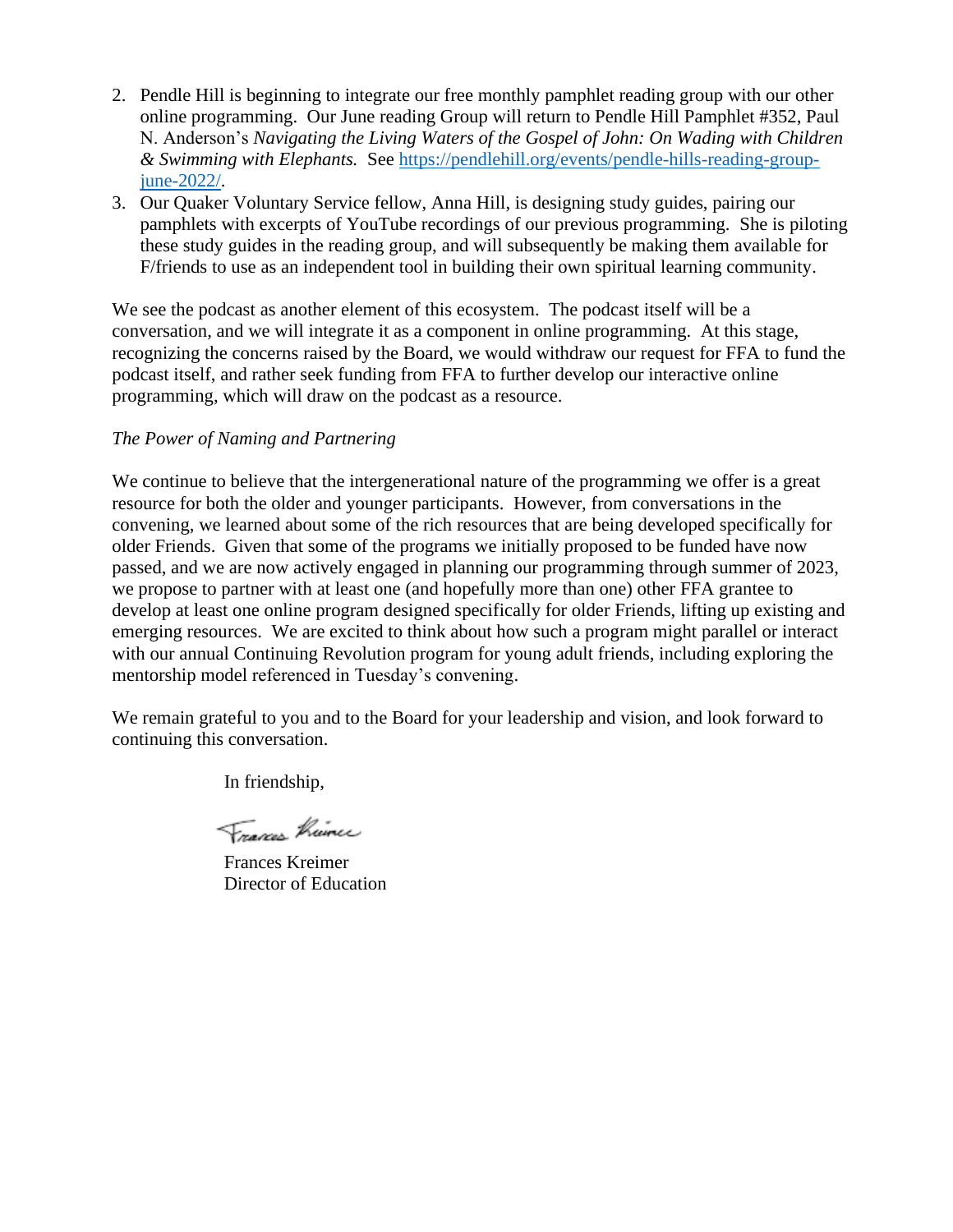2. Pendle Hill is beginning to integrate our free monthly pamphlet reading group with our other online programming. Our June reading Group will return to Pendle Hill Pamphlet #352, Paul N. Anderson's *Navigating the Living Waters of the Gospel of John: On Wading with Children & Swimming with Elephants.* See https://pendlehill.org/events/pendle-hills-reading-group-june-2022/.
3. Our Quaker Voluntary Service fellow, Anna Hill, is designing study guides, pairing our pamphlets with excerpts of YouTube recordings of our previous programming. She is piloting these study guides in the reading group, and will subsequently be making them available for F/friends to use as an independent tool in building their own spiritual learning community.

We see the podcast as another element of this ecosystem. The podcast itself will be a conversation, and we will integrate it as a component in online programming. At this stage, recognizing the concerns raised by the Board, we would withdraw our request for FFA to fund the podcast itself, and rather seek funding from FFA to further develop our interactive online programming, which will draw on the podcast as a resource.

*The Power of Naming and Partnering*

We continue to believe that the intergenerational nature of the programming we offer is a great resource for both the older and younger participants. However, from conversations in the convening, we learned about some of the rich resources that are being developed specifically for older Friends. Given that some of the programs we initially proposed to be funded have now passed, and we are now actively engaged in planning our programming through summer of 2023, we propose to partner with at least one (and hopefully more than one) other FFA grantee to develop at least one online program designed specifically for older Friends, lifting up existing and emerging resources. We are excited to think about how such a program might parallel or interact with our annual Continuing Revolution program for young adult friends, including exploring the mentorship model referenced in Tuesday's convening.

We remain grateful to you and to the Board for your leadership and vision, and look forward to continuing this conversation.

In friendship,

Frances Kreimer

Frances Kreimer
Director of Education